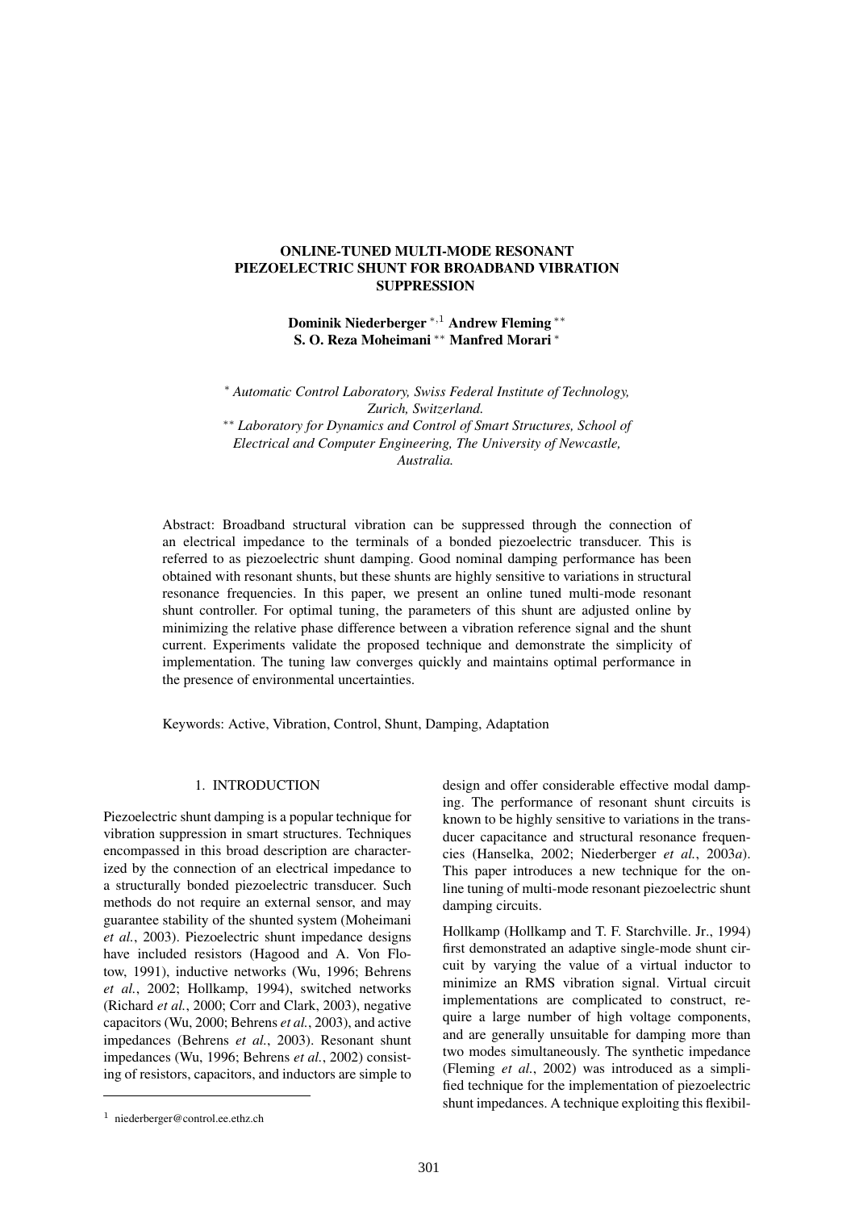# ONLINE-TUNED MULTI-MODE RESONANT PIEZOELECTRIC SHUNT FOR BROADBAND VIBRATION SUPPRESSION

**Dominik Niederberger** [*,1] **Andrew Fleming** [**]
**S. O. Reza Moheimani** [**] **Manfred Morari** [*]

[*] *Automatic Control Laboratory, Swiss Federal Institute of Technology, Zurich, Switzerland.*
[**] *Laboratory for Dynamics and Control of Smart Structures, School of Electrical and Computer Engineering, The University of Newcastle, Australia.*

Abstract: Broadband structural vibration can be suppressed through the connection of an electrical impedance to the terminals of a bonded piezoelectric transducer. This is referred to as piezoelectric shunt damping. Good nominal damping performance has been obtained with resonant shunts, but these shunts are highly sensitive to variations in structural resonance frequencies. In this paper, we present an online tuned multi-mode resonant shunt controller. For optimal tuning, the parameters of this shunt are adjusted online by minimizing the relative phase difference between a vibration reference signal and the shunt current. Experiments validate the proposed technique and demonstrate the simplicity of implementation. The tuning law converges quickly and maintains optimal performance in the presence of environmental uncertainties.

Keywords: Active, Vibration, Control, Shunt, Damping, Adaptation

## 1. INTRODUCTION

Piezoelectric shunt damping is a popular technique for vibration suppression in smart structures. Techniques encompassed in this broad description are characterized by the connection of an electrical impedance to a structurally bonded piezoelectric transducer. Such methods do not require an external sensor, and may guarantee stability of the shunted system (Moheimani *et al.*, 2003). Piezoelectric shunt impedance designs have included resistors (Hagood and A. Von Flotow, 1991), inductive networks (Wu, 1996; Behrens *et al.*, 2002; Hollkamp, 1994), switched networks (Richard *et al.*, 2000; Corr and Clark, 2003), negative capacitors (Wu, 2000; Behrens *et al.*, 2003), and active impedances (Behrens *et al.*, 2003). Resonant shunt impedances (Wu, 1996; Behrens *et al.*, 2002) consisting of resistors, capacitors, and inductors are simple to design and offer considerable effective modal damping. The performance of resonant shunt circuits is known to be highly sensitive to variations in the transducer capacitance and structural resonance frequencies (Hanselka, 2002; Niederberger *et al.*, 2003*a*). This paper introduces a new technique for the online tuning of multi-mode resonant piezoelectric shunt damping circuits.

Hollkamp (Hollkamp and T. F. Starchville. Jr., 1994) first demonstrated an adaptive single-mode shunt circuit by varying the value of a virtual inductor to minimize an RMS vibration signal. Virtual circuit implementations are complicated to construct, require a large number of high voltage components, and are generally unsuitable for damping more than two modes simultaneously. The synthetic impedance (Fleming *et al.*, 2002) was introduced as a simplified technique for the implementation of piezoelectric shunt impedances. A technique exploiting this flexibil-

[1] niederberger@control.ee.ethz.ch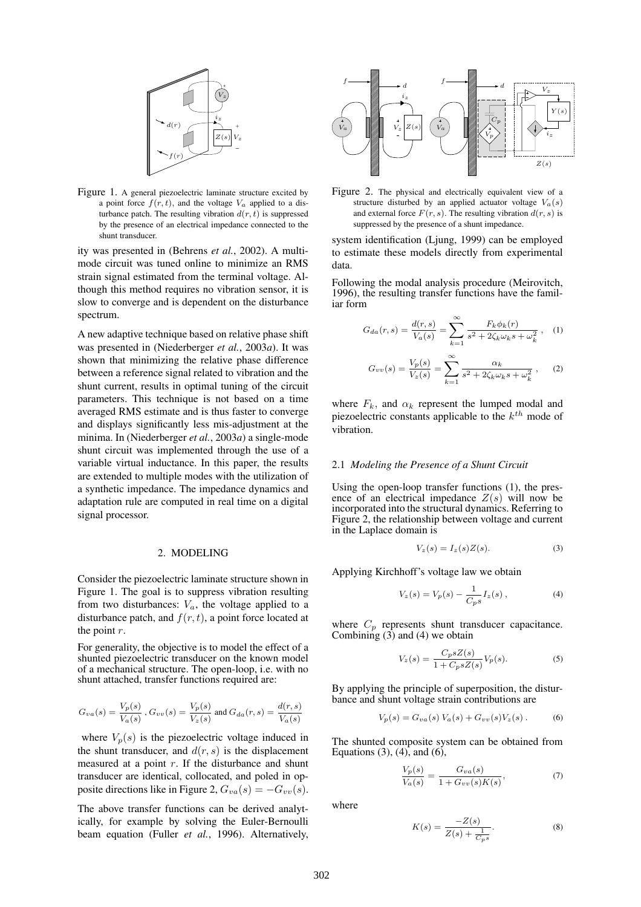Figure 1. A general piezoelectric laminate structure excited by a point force $f(r,t)$, and the voltage $V_a$ applied to a disturbance patch. The resulting vibration $d(r,t)$ is suppressed by the presence of an electrical impedance connected to the shunt transducer.

ity was presented in (Behrens *et al.*, 2002). A multi-mode circuit was tuned online to minimize an RMS strain signal estimated from the terminal voltage. Although this method requires no vibration sensor, it is slow to converge and is dependent on the disturbance spectrum.

A new adaptive technique based on relative phase shift was presented in (Niederberger *et al.*, 2003*a*). It was shown that minimizing the relative phase difference between a reference signal related to vibration and the shunt current, results in optimal tuning of the circuit parameters. This technique is not based on a time averaged RMS estimate and is thus faster to converge and displays significantly less mis-adjustment at the minima. In (Niederberger *et al.*, 2003*a*) a single-mode shunt circuit was implemented through the use of a variable virtual inductance. In this paper, the results are extended to multiple modes with the utilization of a synthetic impedance. The impedance dynamics and adaptation rule are computed in real time on a digital signal processor.

## 2. MODELING

Consider the piezoelectric laminate structure shown in Figure 1. The goal is to suppress vibration resulting from two disturbances: $V_a$, the voltage applied to a disturbance patch, and $f(r,t)$, a point force located at the point $r$.

For generality, the objective is to model the effect of a shunted piezoelectric transducer on the known model of a mechanical structure. The open-loop, i.e. with no shunt attached, transfer functions required are:

$$G_{va}(s) = \frac{V_p(s)}{V_a(s)}\,,\; G_{vv}(s) = \frac{V_p(s)}{V_z(s)} \text{ and } G_{da}(r,s) = \frac{d(r,s)}{V_a(s)}$$

where $V_p(s)$ is the piezoelectric voltage induced in the shunt transducer, and $d(r,s)$ is the displacement measured at a point $r$. If the disturbance and shunt transducer are identical, collocated, and poled in opposite directions like in Figure 2, $G_{va}(s) = -G_{vv}(s)$.

The above transfer functions can be derived analytically, for example by solving the Euler-Bernoulli beam equation (Fuller *et al.*, 1996). Alternatively, system identification (Ljung, 1999) can be employed to estimate these models directly from experimental data.

Figure 2. The physical and electrically equivalent view of a structure disturbed by an applied actuator voltage $V_a(s)$ and external force $F(r,s)$. The resulting vibration $d(r,s)$ is suppressed by the presence of a shunt impedance.

Following the modal analysis procedure (Meirovitch, 1996), the resulting transfer functions have the familiar form

$$G_{da}(r,s) = \frac{d(r,s)}{V_a(s)} = \sum_{k=1}^{\infty} \frac{F_k \phi_k(r)}{s^2 + 2\zeta_k \omega_k s + \omega_k^2}\,, \quad (1)$$

$$G_{vv}(s) = \frac{V_p(s)}{V_z(s)} = \sum_{k=1}^{\infty} \frac{\alpha_k}{s^2 + 2\zeta_k \omega_k s + \omega_k^2}\,, \quad (2)$$

where $F_k$, and $\alpha_k$ represent the lumped modal and piezoelectric constants applicable to the $k^{th}$ mode of vibration.

### 2.1 *Modeling the Presence of a Shunt Circuit*

Using the open-loop transfer functions (1), the presence of an electrical impedance $Z(s)$ will now be incorporated into the structural dynamics. Referring to Figure 2, the relationship between voltage and current in the Laplace domain is

$$V_z(s) = I_z(s) Z(s). \quad (3)$$

Applying Kirchhoff's voltage law we obtain

$$V_z(s) = V_p(s) - \frac{1}{C_p s} I_z(s)\,, \quad (4)$$

where $C_p$ represents shunt transducer capacitance. Combining (3) and (4) we obtain

$$V_z(s) = \frac{C_p s Z(s)}{1 + C_p s Z(s)} V_p(s). \quad (5)$$

By applying the principle of superposition, the disturbance and shunt voltage strain contributions are

$$V_p(s) = G_{va}(s)\, V_a(s) + G_{vv}(s) V_z(s)\,. \quad (6)$$

The shunted composite system can be obtained from Equations (3), (4), and (6),

$$\frac{V_p(s)}{V_a(s)} = \frac{G_{va}(s)}{1 + G_{vv}(s) K(s)}\,, \quad (7)$$

where

$$K(s) = \frac{-Z(s)}{Z(s) + \frac{1}{C_p s}}. \quad (8)$$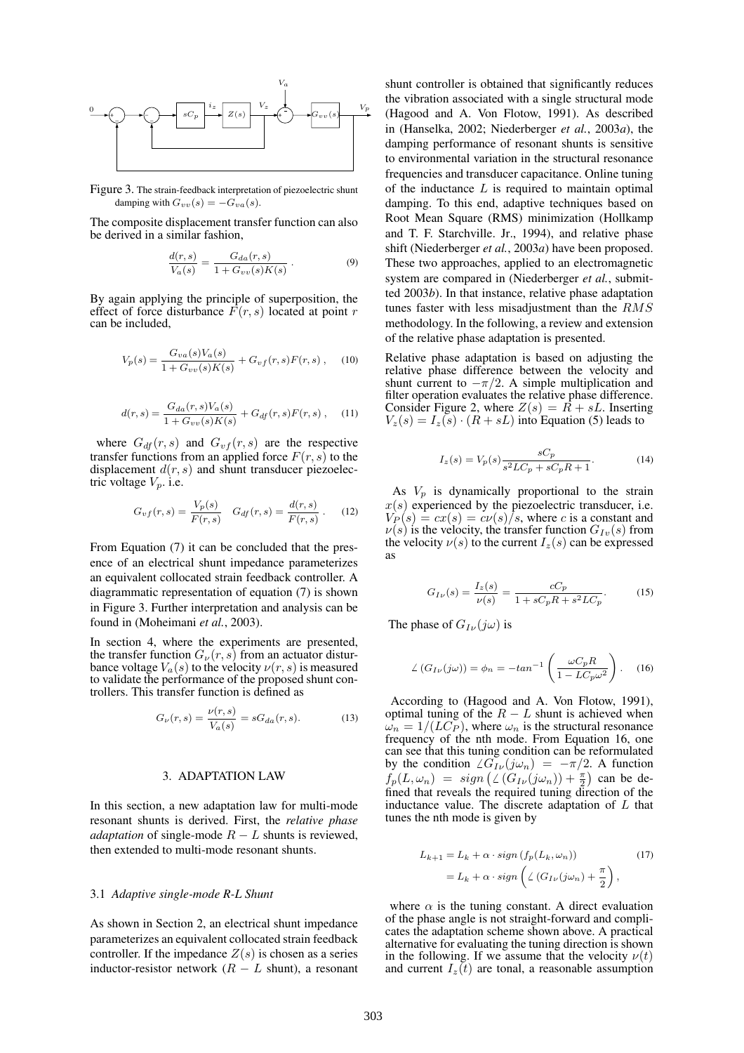Figure 3. The strain-feedback interpretation of piezoelectric shunt damping with $G_{vv}(s) = -G_{va}(s)$.

The composite displacement transfer function can also be derived in a similar fashion,

$$\frac{d(r,s)}{V_a(s)} = \frac{G_{da}(r,s)}{1 + G_{vv}(s)K(s)} . \tag{9}$$

By again applying the principle of superposition, the effect of force disturbance $F(r,s)$ located at point $r$ can be included,

$$V_p(s) = \frac{G_{va}(s)V_a(s)}{1 + G_{vv}(s)K(s)} + G_{vf}(r,s)F(r,s) , \tag{10}$$

$$d(r,s) = \frac{G_{da}(r,s)V_a(s)}{1 + G_{vv}(s)K(s)} + G_{df}(r,s)F(r,s) , \tag{11}$$

where $G_{df}(r,s)$ and $G_{vf}(r,s)$ are the respective transfer functions from an applied force $F(r,s)$ to the displacement $d(r,s)$ and shunt transducer piezoelectric voltage $V_p$. i.e.

$$G_{vf}(r,s) = \frac{V_p(s)}{F(r,s)} \quad G_{df}(r,s) = \frac{d(r,s)}{F(r,s)} . \tag{12}$$

From Equation (7) it can be concluded that the presence of an electrical shunt impedance parameterizes an equivalent collocated strain feedback controller. A diagrammatic representation of equation (7) is shown in Figure 3. Further interpretation and analysis can be found in (Moheimani *et al.*, 2003).

In section 4, where the experiments are presented, the transfer function $G_{\nu}(r,s)$ from an actuator disturbance voltage $V_a(s)$ to the velocity $\nu(r,s)$ is measured to validate the performance of the proposed shunt controllers. This transfer function is defined as

$$G_{\nu}(r,s) = \frac{\nu(r,s)}{V_a(s)} = sG_{da}(r,s). \tag{13}$$

## 3. ADAPTATION LAW

In this section, a new adaptation law for multi-mode resonant shunts is derived. First, the *relative phase adaptation* of single-mode $R-L$ shunts is reviewed, then extended to multi-mode resonant shunts.

### 3.1 *Adaptive single-mode R-L Shunt*

As shown in Section 2, an electrical shunt impedance parameterizes an equivalent collocated strain feedback controller. If the impedance $Z(s)$ is chosen as a series inductor-resistor network ($R-L$ shunt), a resonant shunt controller is obtained that significantly reduces the vibration associated with a single structural mode (Hagood and A. Von Flotow, 1991). As described in (Hanselka, 2002; Niederberger *et al.*, 2003*a*), the damping performance of resonant shunts is sensitive to environmental variation in the structural resonance frequencies and transducer capacitance. Online tuning of the inductance $L$ is required to maintain optimal damping. To this end, adaptive techniques based on Root Mean Square (RMS) minimization (Hollkamp and T. F. Starchville. Jr., 1994), and relative phase shift (Niederberger *et al.*, 2003*a*) have been proposed. These two approaches, applied to an electromagnetic system are compared in (Niederberger *et al.*, submitted 2003*b*). In that instance, relative phase adaptation tunes faster with less misadjustment than the $RMS$ methodology. In the following, a review and extension of the relative phase adaptation is presented.

Relative phase adaptation is based on adjusting the relative phase difference between the velocity and shunt current to $-\pi/2$. A simple multiplication and filter operation evaluates the relative phase difference. Consider Figure 2, where $Z(s) = R + sL$. Inserting $V_z(s) = I_z(s) \cdot (R + sL)$ into Equation (5) leads to

$$I_z(s) = V_p(s)\frac{sC_p}{s^2LC_p + sC_pR + 1}. \tag{14}$$

As $V_p$ is dynamically proportional to the strain $x(s)$ experienced by the piezoelectric transducer, i.e. $V_P(s) = cx(s) = c\nu(s)/s$, where $c$ is a constant and $\nu(s)$ is the velocity, the transfer function $G_{I\nu}(s)$ from the velocity $\nu(s)$ to the current $I_z(s)$ can be expressed as

$$G_{I\nu}(s) = \frac{I_z(s)}{\nu(s)} = \frac{cC_p}{1 + sC_pR + s^2LC_p}. \tag{15}$$

The phase of $G_{I\nu}(j\omega)$ is

$$\angle\left(G_{I\nu}(j\omega)\right) = \phi_n = -tan^{-1}\left(\frac{\omega C_p R}{1 - LC_p\omega^2}\right). \tag{16}$$

According to (Hagood and A. Von Flotow, 1991), optimal tuning of the $R-L$ shunt is achieved when $\omega_n = 1/(LC_P)$, where $\omega_n$ is the structural resonance frequency of the nth mode. From Equation 16, one can see that this tuning condition can be reformulated by the condition $\angle G_{I\nu}(j\omega_n) = -\pi/2$. A function $f_p(L,\omega_n) = sign\left(\angle\left(G_{I\nu}(j\omega_n)\right) + \frac{\pi}{2}\right)$ can be defined that reveals the required tuning direction of the inductance value. The discrete adaptation of $L$ that tunes the nth mode is given by

$$\begin{aligned} L_{k+1} &= L_k + \alpha \cdot sign\left(f_p(L_k,\omega_n)\right) \\ &= L_k + \alpha \cdot sign\left(\angle\left(G_{I\nu}(j\omega_n) + \frac{\pi}{2}\right)\right), \end{aligned} \tag{17}$$

where $\alpha$ is the tuning constant. A direct evaluation of the phase angle is not straight-forward and complicates the adaptation scheme shown above. A practical alternative for evaluating the tuning direction is shown in the following. If we assume that the velocity $\nu(t)$ and current $I_z(t)$ are tonal, a reasonable assumption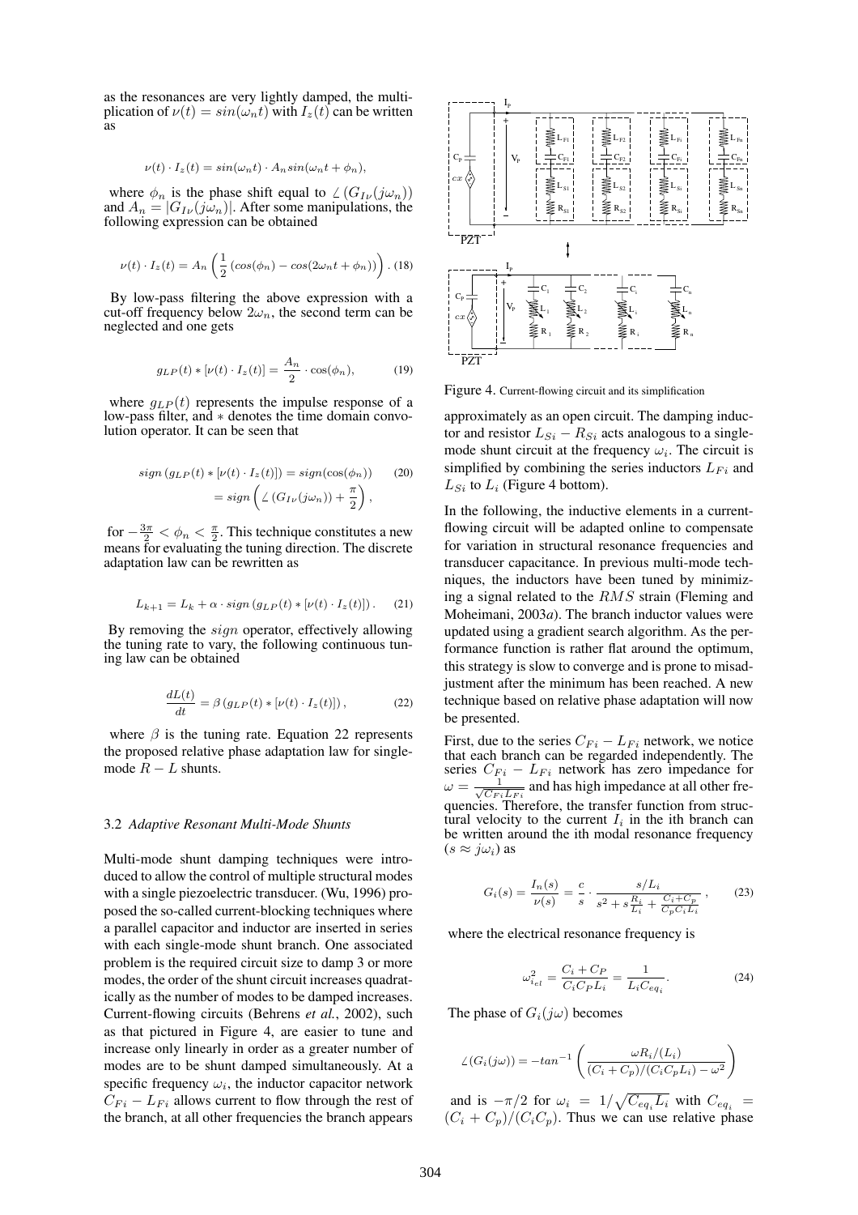as the resonances are very lightly damped, the multiplication of $\nu(t) = sin(\omega_n t)$ with $I_z(t)$ can be written as

$$\nu(t) \cdot I_z(t) = sin(\omega_n t) \cdot A_n sin(\omega_n t + \phi_n),$$

where $\phi_n$ is the phase shift equal to $\angle(G_{I\nu}(j\omega_n))$ and $A_n = |G_{I\nu}(j\omega_n)|$. After some manipulations, the following expression can be obtained

$$\nu(t) \cdot I_z(t) = A_n \left( \frac{1}{2} \left( cos(\phi_n) - cos(2\omega_n t + \phi_n) \right) \right). \quad (18)$$

By low-pass filtering the above expression with a cut-off frequency below $2\omega_n$, the second term can be neglected and one gets

$$g_{LP}(t) * [\nu(t) \cdot I_z(t)] = \frac{A_n}{2} \cdot \cos(\phi_n), \quad (19)$$

where $g_{LP}(t)$ represents the impulse response of a low-pass filter, and $*$ denotes the time domain convolution operator. It can be seen that

$$sign\left(g_{LP}(t) * [\nu(t) \cdot I_z(t)]\right) = sign(\cos(\phi_n)) \quad (20)$$
$$= sign\left( \angle(G_{I\nu}(j\omega_n)) + \frac{\pi}{2} \right),$$

for $-\frac{3\pi}{2} < \phi_n < \frac{\pi}{2}$. This technique constitutes a new means for evaluating the tuning direction. The discrete adaptation law can be rewritten as

$$L_{k+1} = L_k + \alpha \cdot sign\left(g_{LP}(t) * [\nu(t) \cdot I_z(t)]\right). \quad (21)$$

By removing the $sign$ operator, effectively allowing the tuning rate to vary, the following continuous tuning law can be obtained

$$\frac{dL(t)}{dt} = \beta\left(g_{LP}(t) * [\nu(t) \cdot I_z(t)]\right), \quad (22)$$

where $\beta$ is the tuning rate. Equation 22 represents the proposed relative phase adaptation law for single-mode $R - L$ shunts.

### 3.2 *Adaptive Resonant Multi-Mode Shunts*

Multi-mode shunt damping techniques were introduced to allow the control of multiple structural modes with a single piezoelectric transducer. (Wu, 1996) proposed the so-called current-blocking techniques where a parallel capacitor and inductor are inserted in series with each single-mode shunt branch. One associated problem is the required circuit size to damp 3 or more modes, the order of the shunt circuit increases quadratically as the number of modes to be damped increases. Current-flowing circuits (Behrens *et al.*, 2002), such as that pictured in Figure 4, are easier to tune and increase only linearly in order as a greater number of modes are to be shunt damped simultaneously. At a specific frequency $\omega_i$, the inductor capacitor network $C_{Fi} - L_{Fi}$ allows current to flow through the rest of the branch, at all other frequencies the branch appears approximately as an open circuit. The damping inductor and resistor $L_{Si} - R_{Si}$ acts analogous to a single-mode shunt circuit at the frequency $\omega_i$. The circuit is simplified by combining the series inductors $L_{Fi}$ and $L_{Si}$ to $L_i$ (Figure 4 bottom).

Figure 4. Current-flowing circuit and its simplification

In the following, the inductive elements in a current-flowing circuit will be adapted online to compensate for variation in structural resonance frequencies and transducer capacitance. In previous multi-mode techniques, the inductors have been tuned by minimizing a signal related to the $RMS$ strain (Fleming and Moheimani, 2003*a*). The branch inductor values were updated using a gradient search algorithm. As the performance function is rather flat around the optimum, this strategy is slow to converge and is prone to misadjustment after the minimum has been reached. A new technique based on relative phase adaptation will now be presented.

First, due to the series $C_{Fi} - L_{Fi}$ network, we notice that each branch can be regarded independently. The series $C_{Fi} - L_{Fi}$ network has zero impedance for $\omega = \frac{1}{\sqrt{C_{Fi}L_{Fi}}}$ and has high impedance at all other frequencies. Therefore, the transfer function from structural velocity to the current $I_i$ in the ith branch can be written around the ith modal resonance frequency ($s \approx j\omega_i$) as

$$G_i(s) = \frac{I_n(s)}{\nu(s)} = \frac{c}{s} \cdot \frac{s/L_i}{s^2 + s\frac{R_i}{L_i} + \frac{C_i + C_P}{C_P C_i L_i}}, \quad (23)$$

where the electrical resonance frequency is

$$\omega_{i_{el}}^2 = \frac{C_i + C_P}{C_i C_P L_i} = \frac{1}{L_i C_{eq_i}}. \quad (24)$$

The phase of $G_i(j\omega)$ becomes

$$\angle(G_i(j\omega)) = -tan^{-1}\left( \frac{\omega R_i/(L_i)}{(C_i + C_p)/(C_i C_P L_i) - \omega^2} \right)$$

and is $-\pi/2$ for $\omega_i = 1/\sqrt{C_{eq_i} L_i}$ with $C_{eq_i} = (C_i + C_p)/(C_i C_p)$. Thus we can use relative phase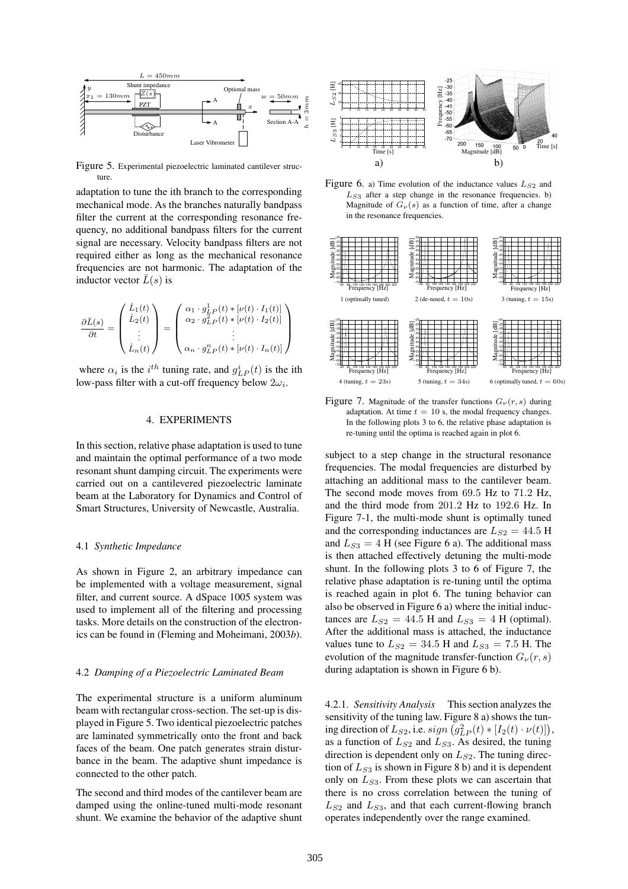Figure 5. Experimental piezoelectric laminated cantilever structure.

adaptation to tune the ith branch to the corresponding mechanical mode. As the branches naturally bandpass filter the current at the corresponding resonance frequency, no additional bandpass filters for the current signal are necessary. Velocity bandpass filters are not required either as long as the mechanical resonance frequencies are not harmonic. The adaptation of the inductor vector $\bar{L}(s)$ is

$$\frac{\partial \bar{L}(s)}{\partial t} = \begin{pmatrix} \dot{L}_1(t) \\ \dot{L}_2(t) \\ \vdots \\ \dot{L}_n(t) \end{pmatrix} = \begin{pmatrix} \alpha_1 \cdot g^1_{LP}(t) * [\nu(t) \cdot I_1(t)] \\ \alpha_2 \cdot g^2_{LP}(t) * [\nu(t) \cdot I_2(t)] \\ \vdots \\ \alpha_n \cdot g^n_{LP}(t) * [\nu(t) \cdot I_n(t)] \end{pmatrix}$$

where $\alpha_i$ is the $i^{th}$ tuning rate, and $g^i_{LP}(t)$ is the ith low-pass filter with a cut-off frequency below $2\omega_i$.

## 4. EXPERIMENTS

In this section, relative phase adaptation is used to tune and maintain the optimal performance of a two mode resonant shunt damping circuit. The experiments were carried out on a cantilevered piezoelectric laminate beam at the Laboratory for Dynamics and Control of Smart Structures, University of Newcastle, Australia.

### 4.1 *Synthetic Impedance*

As shown in Figure 2, an arbitrary impedance can be implemented with a voltage measurement, signal filter, and current source. A dSpace 1005 system was used to implement all of the filtering and processing tasks. More details on the construction of the electronics can be found in (Fleming and Moheimani, 2003*b*).

### 4.2 *Damping of a Piezoelectric Laminated Beam*

The experimental structure is a uniform aluminum beam with rectangular cross-section. The set-up is displayed in Figure 5. Two identical piezoelectric patches are laminated symmetrically onto the front and back faces of the beam. One patch generates strain disturbance in the beam. The adaptive shunt impedance is connected to the other patch.

The second and third modes of the cantilever beam are damped using the online-tuned multi-mode resonant shunt. We examine the behavior of the adaptive shunt

Figure 6. a) Time evolution of the inductance values $L_{S2}$ and $L_{S3}$ after a step change in the resonance frequencies. b) Magnitude of $G_\nu(s)$ as a function of time, after a change in the resonance frequencies.

Figure 7. Magnitude of the transfer functions $G_\nu(r, s)$ during adaptation. At time $t = 10$ s, the modal frequency changes. In the following plots 3 to 6, the relative phase adaptation is re-tuning until the optima is reached again in plot 6.

subject to a step change in the structural resonance frequencies. The modal frequencies are disturbed by attaching an additional mass to the cantilever beam. The second mode moves from 69.5 Hz to 71.2 Hz, and the third mode from 201.2 Hz to 192.6 Hz. In Figure 7-1, the multi-mode shunt is optimally tuned and the corresponding inductances are $L_{S2} = 44.5$ H and $L_{S3} = 4$ H (see Figure 6 a). The additional mass is then attached effectively detuning the multi-mode shunt. In the following plots 3 to 6 of Figure 7, the relative phase adaptation is re-tuning until the optima is reached again in plot 6. The tuning behavior can also be observed in Figure 6 a) where the initial inductances are $L_{S2} = 44.5$ H and $L_{S3} = 4$ H (optimal). After the additional mass is attached, the inductance values tune to $L_{S2} = 34.5$ H and $L_{S3} = 7.5$ H. The evolution of the magnitude transfer-function $G_\nu(r, s)$ during adaptation is shown in Figure 6 b).

#### 4.2.1. *Sensitivity Analysis*

This section analyzes the sensitivity of the tuning law. Figure 8 a) shows the tuning direction of $L_{S2}$, i.e. $sign\left(g^2_{LP}(t) * [I_2(t) \cdot \nu(t)]\right)$, as a function of $L_{S2}$ and $L_{S3}$. As desired, the tuning direction is dependent only on $L_{S2}$. The tuning direction of $L_{S3}$ is shown in Figure 8 b) and it is dependent only on $L_{S3}$. From these plots we can ascertain that there is no cross correlation between the tuning of $L_{S2}$ and $L_{S3}$, and that each current-flowing branch operates independently over the range examined.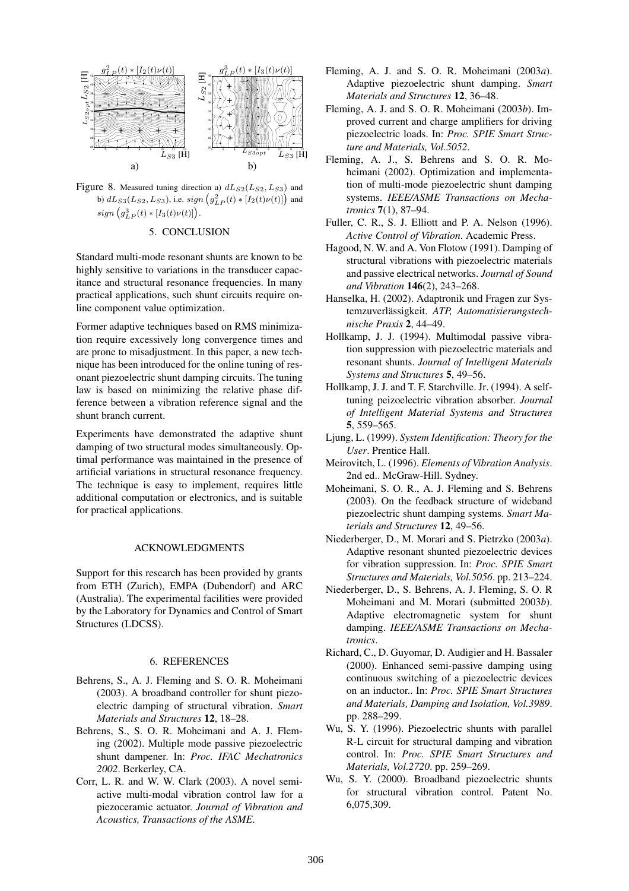$g_{LP}^2(t) * [I_2(t)\nu(t)]$

$L_{S2}$ [H]

$L_{S2opt}$

$L_{S3}$ [H]

a)

$g_{LP}^3(t) * [I_3(t)\nu(t)]$

$L_{S2}$ [H]

$L_{S3opt}$

$L_{S3}$ [H]

b)

Figure 8. Measured tuning direction a) $dL_{S2}(L_{S2}, L_{S3})$ and b) $dL_{S3}(L_{S2}, L_{S3})$, i.e. $sign\left(g_{LP}^2(t) * [I_2(t)\nu(t)]\right)$ and $sign\left(g_{LP}^3(t) * [I_3(t)\nu(t)]\right)$.

## 5. CONCLUSION

Standard multi-mode resonant shunts are known to be highly sensitive to variations in the transducer capacitance and structural resonance frequencies. In many practical applications, such shunt circuits require online component value optimization.

Former adaptive techniques based on RMS minimization require excessively long convergence times and are prone to misadjustment. In this paper, a new technique has been introduced for the online tuning of resonant piezoelectric shunt damping circuits. The tuning law is based on minimizing the relative phase difference between a vibration reference signal and the shunt branch current.

Experiments have demonstrated the adaptive shunt damping of two structural modes simultaneously. Optimal performance was maintained in the presence of artificial variations in structural resonance frequency. The technique is easy to implement, requires little additional computation or electronics, and is suitable for practical applications.

## ACKNOWLEDGMENTS

Support for this research has been provided by grants from ETH (Zurich), EMPA (Dubendorf) and ARC (Australia). The experimental facilities were provided by the Laboratory for Dynamics and Control of Smart Structures (LDCSS).

## 6. REFERENCES

Behrens, S., A. J. Fleming and S. O. R. Moheimani (2003). A broadband controller for shunt piezoelectric damping of structural vibration. *Smart Materials and Structures* **12**, 18–28.

Behrens, S., S. O. R. Moheimani and A. J. Fleming (2002). Multiple mode passive piezoelectric shunt dampener. In: *Proc. IFAC Mechatronics 2002*. Berkerley, CA.

Corr, L. R. and W. W. Clark (2003). A novel semi-active multi-modal vibration control law for a piezoceramic actuator. *Journal of Vibration and Acoustics, Transactions of the ASME*.

Fleming, A. J. and S. O. R. Moheimani (2003*a*). Adaptive piezoelectric shunt damping. *Smart Materials and Structures* **12**, 36–48.

Fleming, A. J. and S. O. R. Moheimani (2003*b*). Improved current and charge amplifiers for driving piezoelectric loads. In: *Proc. SPIE Smart Structure and Materials, Vol.5052*.

Fleming, A. J., S. Behrens and S. O. R. Moheimani (2002). Optimization and implementation of multi-mode piezoelectric shunt damping systems. *IEEE/ASME Transactions on Mechatronics* **7**(1), 87–94.

Fuller, C. R., S. J. Elliott and P. A. Nelson (1996). *Active Control of Vibration*. Academic Press.

Hagood, N. W. and A. Von Flotow (1991). Damping of structural vibrations with piezoelectric materials and passive electrical networks. *Journal of Sound and Vibration* **146**(2), 243–268.

Hanselka, H. (2002). Adaptronik und Fragen zur Systemzuverlässigkeit. *ATP, Automatisierungstechnische Praxis* **2**, 44–49.

Hollkamp, J. J. (1994). Multimodal passive vibration suppression with piezoelectric materials and resonant shunts. *Journal of Intelligent Materials Systems and Structures* **5**, 49–56.

Hollkamp, J. J. and T. F. Starchville. Jr. (1994). A self-tuning peizoelectric vibration absorber. *Journal of Intelligent Material Systems and Structures* **5**, 559–565.

Ljung, L. (1999). *System Identification: Theory for the User*. Prentice Hall.

Meirovitch, L. (1996). *Elements of Vibration Analysis*. 2nd ed.. McGraw-Hill. Sydney.

Moheimani, S. O. R., A. J. Fleming and S. Behrens (2003). On the feedback structure of wideband piezoelectric shunt damping systems. *Smart Materials and Structures* **12**, 49–56.

Niederberger, D., M. Morari and S. Pietrzko (2003*a*). Adaptive resonant shunted piezoelectric devices for vibration suppression. In: *Proc. SPIE Smart Structures and Materials, Vol.5056*. pp. 213–224.

Niederberger, D., S. Behrens, A. J. Fleming, S. O. R Moheimani and M. Morari (submitted 2003*b*). Adaptive electromagnetic system for shunt damping. *IEEE/ASME Transactions on Mechatronics*.

Richard, C., D. Guyomar, D. Audigier and H. Bassaler (2000). Enhanced semi-passive damping using continuous switching of a piezoelectric devices on an inductor.. In: *Proc. SPIE Smart Structures and Materials, Damping and Isolation, Vol.3989*. pp. 288–299.

Wu, S. Y. (1996). Piezoelectric shunts with parallel R-L circuit for structural damping and vibration control. In: *Proc. SPIE Smart Structures and Materials, Vol.2720*. pp. 259–269.

Wu, S. Y. (2000). Broadband piezoelectric shunts for structural vibration control. Patent No. 6,075,309.